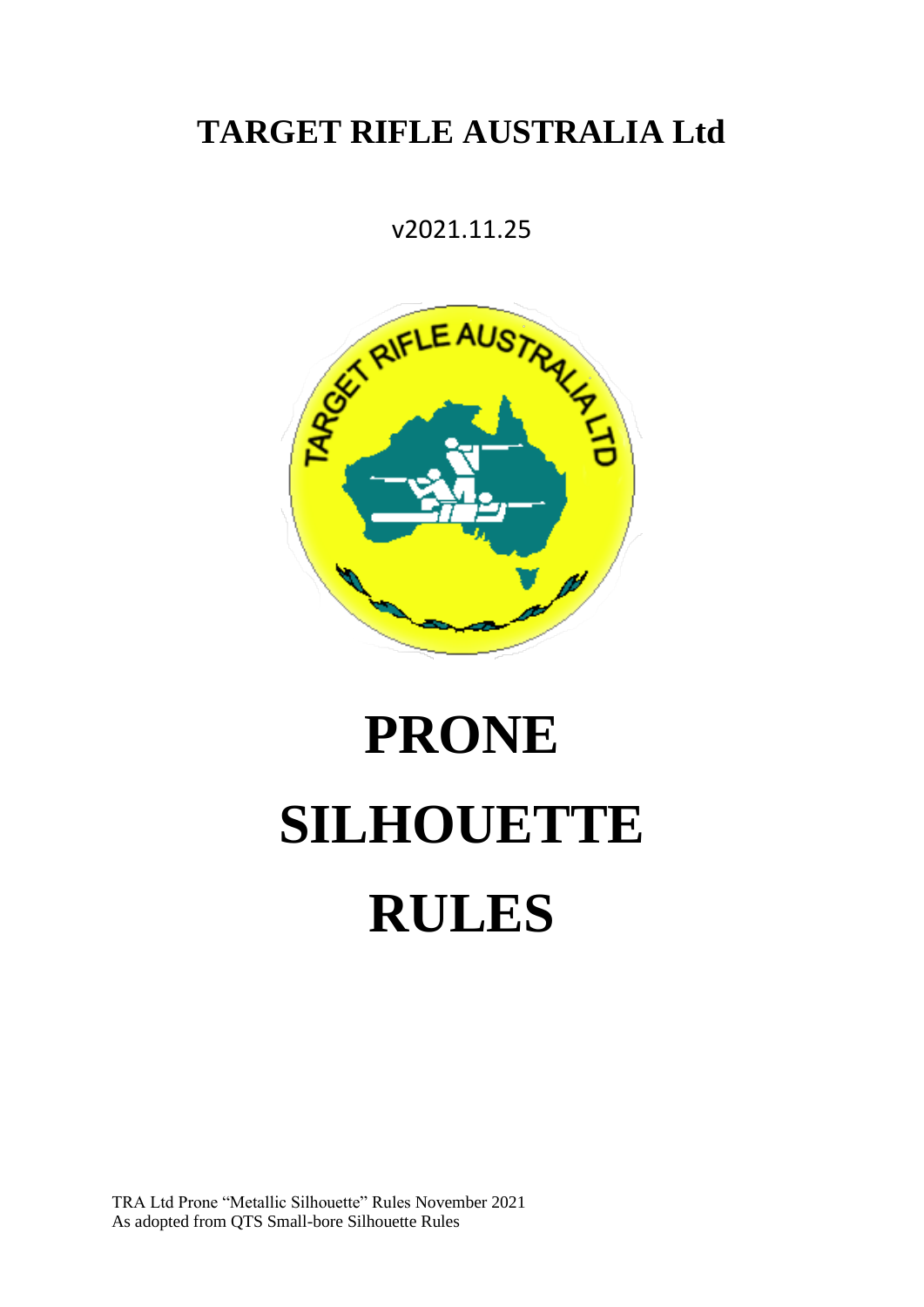# TARGET RIFLE AUSTRALIA Ltd

v2021.11.25

# PRONE SILHOUETTE RULES

TRA Ltd Prone "Metallic Silhouette" Rules November 2021
As adopted from QTS Small-bore Silhouette Rules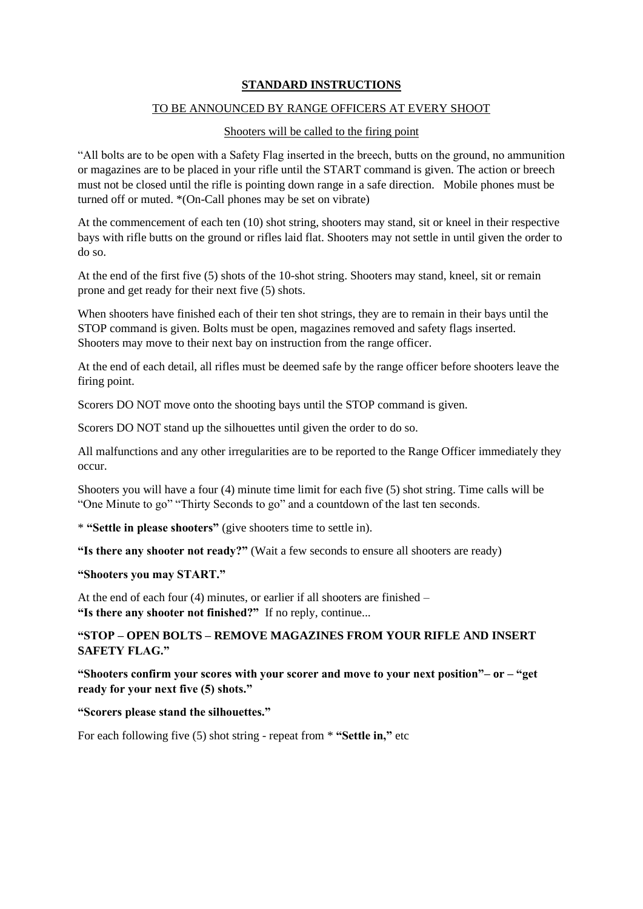## STANDARD INSTRUCTIONS

TO BE ANNOUNCED BY RANGE OFFICERS AT EVERY SHOOT

Shooters will be called to the firing point

"All bolts are to be open with a Safety Flag inserted in the breech, butts on the ground, no ammunition or magazines are to be placed in your rifle until the START command is given. The action or breech must not be closed until the rifle is pointing down range in a safe direction. Mobile phones must be turned off or muted. *(On-Call phones may be set on vibrate)

At the commencement of each ten (10) shot string, shooters may stand, sit or kneel in their respective bays with rifle butts on the ground or rifles laid flat. Shooters may not settle in until given the order to do so.

At the end of the first five (5) shots of the 10-shot string. Shooters may stand, kneel, sit or remain prone and get ready for their next five (5) shots.

When shooters have finished each of their ten shot strings, they are to remain in their bays until the STOP command is given. Bolts must be open, magazines removed and safety flags inserted. Shooters may move to their next bay on instruction from the range officer.

At the end of each detail, all rifles must be deemed safe by the range officer before shooters leave the firing point.

Scorers DO NOT move onto the shooting bays until the STOP command is given.

Scorers DO NOT stand up the silhouettes until given the order to do so.

All malfunctions and any other irregularities are to be reported to the Range Officer immediately they occur.

Shooters you will have a four (4) minute time limit for each five (5) shot string. Time calls will be "One Minute to go" "Thirty Seconds to go" and a countdown of the last ten seconds.

* **"Settle in please shooters"** (give shooters time to settle in).

**"Is there any shooter not ready?"** (Wait a few seconds to ensure all shooters are ready)

**"Shooters you may START."**

At the end of each four (4) minutes, or earlier if all shooters are finished –
**"Is there any shooter not finished?"** If no reply, continue...

**"STOP – OPEN BOLTS – REMOVE MAGAZINES FROM YOUR RIFLE AND INSERT SAFETY FLAG."**

**"Shooters confirm your scores with your scorer and move to your next position"– or – "get ready for your next five (5) shots."**

**"Scorers please stand the silhouettes."**

For each following five (5) shot string - repeat from * **"Settle in,"** etc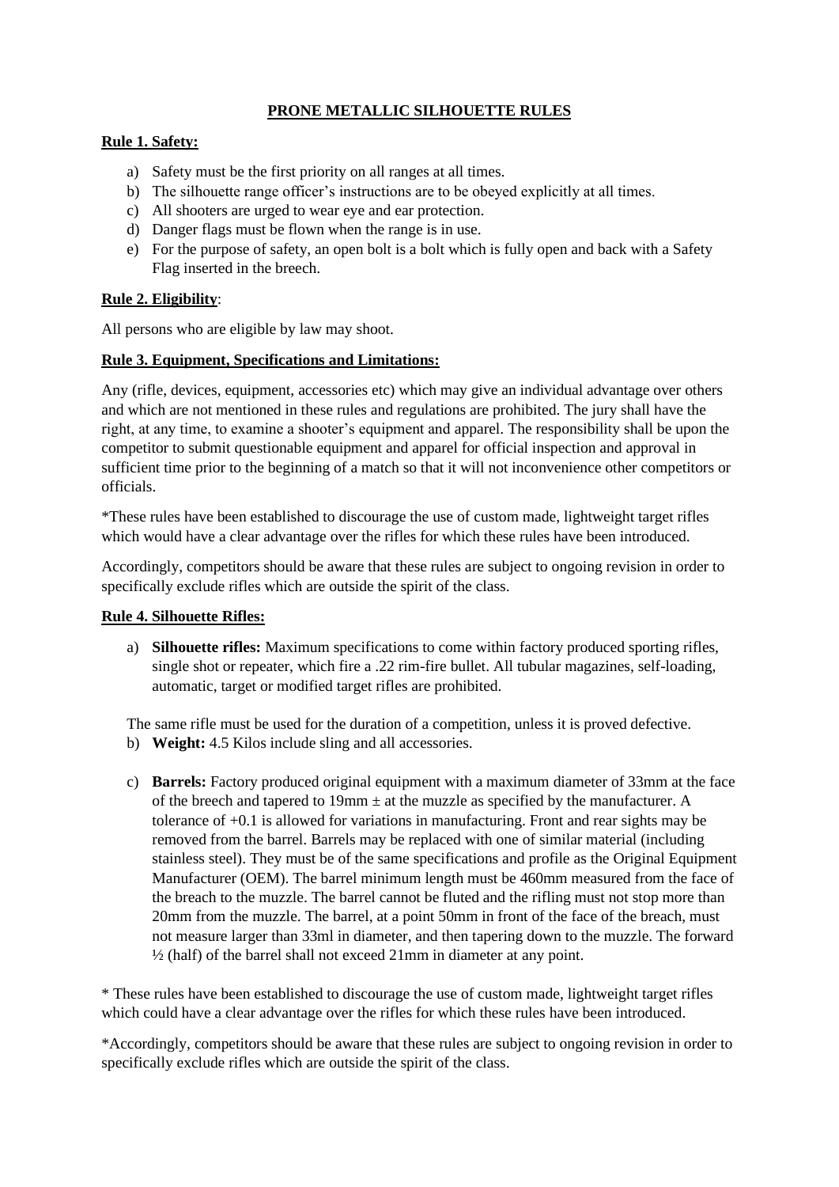# PRONE METALLIC SILHOUETTE RULES

## Rule 1. Safety:

a) Safety must be the first priority on all ranges at all times.
b) The silhouette range officer's instructions are to be obeyed explicitly at all times.
c) All shooters are urged to wear eye and ear protection.
d) Danger flags must be flown when the range is in use.
e) For the purpose of safety, an open bolt is a bolt which is fully open and back with a Safety Flag inserted in the breech.

## Rule 2. Eligibility:

All persons who are eligible by law may shoot.

## Rule 3. Equipment, Specifications and Limitations:

Any (rifle, devices, equipment, accessories etc) which may give an individual advantage over others and which are not mentioned in these rules and regulations are prohibited. The jury shall have the right, at any time, to examine a shooter's equipment and apparel. The responsibility shall be upon the competitor to submit questionable equipment and apparel for official inspection and approval in sufficient time prior to the beginning of a match so that it will not inconvenience other competitors or officials.

*These rules have been established to discourage the use of custom made, lightweight target rifles which would have a clear advantage over the rifles for which these rules have been introduced.

Accordingly, competitors should be aware that these rules are subject to ongoing revision in order to specifically exclude rifles which are outside the spirit of the class.

## Rule 4. Silhouette Rifles:

a) **Silhouette rifles:** Maximum specifications to come within factory produced sporting rifles, single shot or repeater, which fire a .22 rim-fire bullet. All tubular magazines, self-loading, automatic, target or modified target rifles are prohibited.

The same rifle must be used for the duration of a competition, unless it is proved defective.

b) **Weight:** 4.5 Kilos include sling and all accessories.

c) **Barrels:** Factory produced original equipment with a maximum diameter of 33mm at the face of the breech and tapered to 19mm ± at the muzzle as specified by the manufacturer. A tolerance of +0.1 is allowed for variations in manufacturing. Front and rear sights may be removed from the barrel. Barrels may be replaced with one of similar material (including stainless steel). They must be of the same specifications and profile as the Original Equipment Manufacturer (OEM). The barrel minimum length must be 460mm measured from the face of the breach to the muzzle. The barrel cannot be fluted and the rifling must not stop more than 20mm from the muzzle. The barrel, at a point 50mm in front of the face of the breach, must not measure larger than 33ml in diameter, and then tapering down to the muzzle. The forward ½ (half) of the barrel shall not exceed 21mm in diameter at any point.

* These rules have been established to discourage the use of custom made, lightweight target rifles which could have a clear advantage over the rifles for which these rules have been introduced.

*Accordingly, competitors should be aware that these rules are subject to ongoing revision in order to specifically exclude rifles which are outside the spirit of the class.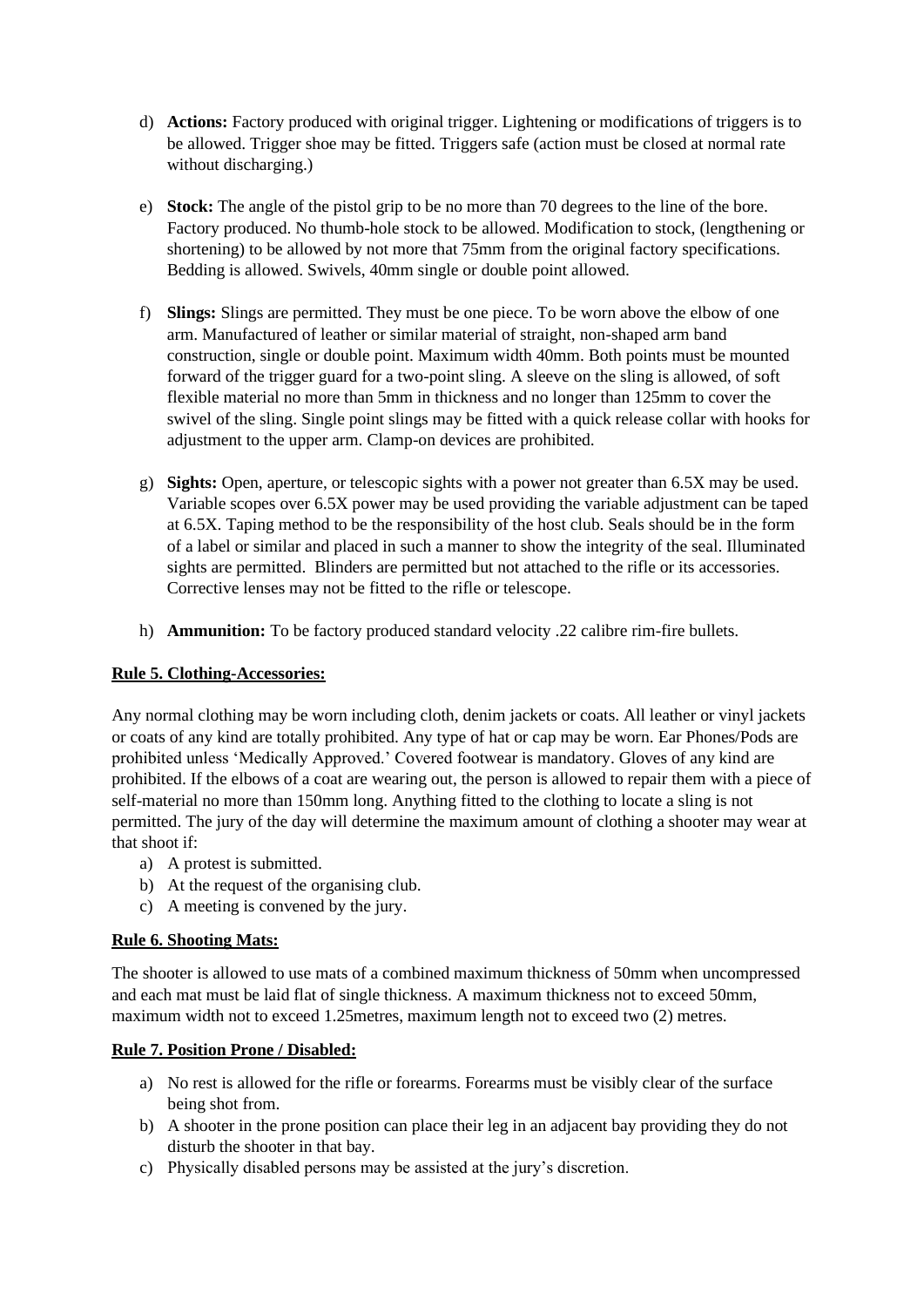d) **Actions:** Factory produced with original trigger. Lightening or modifications of triggers is to be allowed. Trigger shoe may be fitted. Triggers safe (action must be closed at normal rate without discharging.)

e) **Stock:** The angle of the pistol grip to be no more than 70 degrees to the line of the bore. Factory produced. No thumb-hole stock to be allowed. Modification to stock, (lengthening or shortening) to be allowed by not more that 75mm from the original factory specifications. Bedding is allowed. Swivels, 40mm single or double point allowed.

f) **Slings:** Slings are permitted. They must be one piece. To be worn above the elbow of one arm. Manufactured of leather or similar material of straight, non-shaped arm band construction, single or double point. Maximum width 40mm. Both points must be mounted forward of the trigger guard for a two-point sling. A sleeve on the sling is allowed, of soft flexible material no more than 5mm in thickness and no longer than 125mm to cover the swivel of the sling. Single point slings may be fitted with a quick release collar with hooks for adjustment to the upper arm. Clamp-on devices are prohibited.

g) **Sights:** Open, aperture, or telescopic sights with a power not greater than 6.5X may be used. Variable scopes over 6.5X power may be used providing the variable adjustment can be taped at 6.5X. Taping method to be the responsibility of the host club. Seals should be in the form of a label or similar and placed in such a manner to show the integrity of the seal. Illuminated sights are permitted. Blinders are permitted but not attached to the rifle or its accessories. Corrective lenses may not be fitted to the rifle or telescope.

h) **Ammunition:** To be factory produced standard velocity .22 calibre rim-fire bullets.

**Rule 5. Clothing-Accessories:**

Any normal clothing may be worn including cloth, denim jackets or coats. All leather or vinyl jackets or coats of any kind are totally prohibited. Any type of hat or cap may be worn. Ear Phones/Pods are prohibited unless 'Medically Approved.' Covered footwear is mandatory. Gloves of any kind are prohibited. If the elbows of a coat are wearing out, the person is allowed to repair them with a piece of self-material no more than 150mm long. Anything fitted to the clothing to locate a sling is not permitted. The jury of the day will determine the maximum amount of clothing a shooter may wear at that shoot if:

a) A protest is submitted.
b) At the request of the organising club.
c) A meeting is convened by the jury.

**Rule 6. Shooting Mats:**

The shooter is allowed to use mats of a combined maximum thickness of 50mm when uncompressed and each mat must be laid flat of single thickness. A maximum thickness not to exceed 50mm, maximum width not to exceed 1.25metres, maximum length not to exceed two (2) metres.

**Rule 7. Position Prone / Disabled:**

a) No rest is allowed for the rifle or forearms. Forearms must be visibly clear of the surface being shot from.
b) A shooter in the prone position can place their leg in an adjacent bay providing they do not disturb the shooter in that bay.
c) Physically disabled persons may be assisted at the jury's discretion.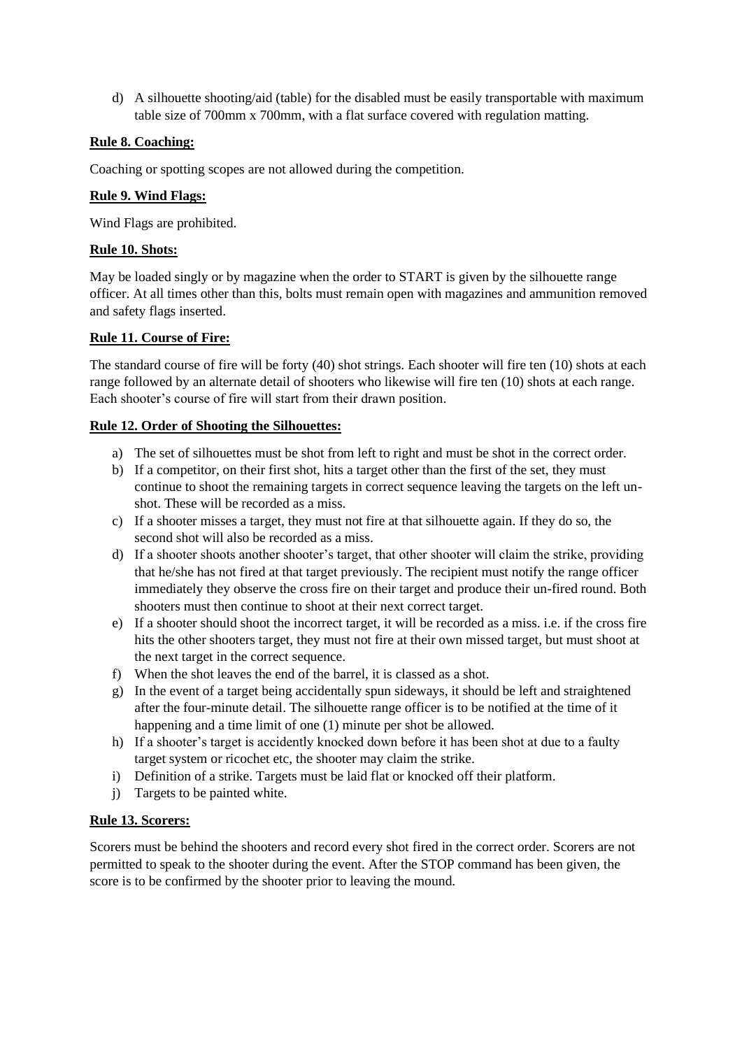d) A silhouette shooting/aid (table) for the disabled must be easily transportable with maximum table size of 700mm x 700mm, with a flat surface covered with regulation matting.

**Rule 8. Coaching:**

Coaching or spotting scopes are not allowed during the competition.

**Rule 9. Wind Flags:**

Wind Flags are prohibited.

**Rule 10. Shots:**

May be loaded singly or by magazine when the order to START is given by the silhouette range officer. At all times other than this, bolts must remain open with magazines and ammunition removed and safety flags inserted.

**Rule 11. Course of Fire:**

The standard course of fire will be forty (40) shot strings. Each shooter will fire ten (10) shots at each range followed by an alternate detail of shooters who likewise will fire ten (10) shots at each range. Each shooter's course of fire will start from their drawn position.

**Rule 12. Order of Shooting the Silhouettes:**

a) The set of silhouettes must be shot from left to right and must be shot in the correct order.
b) If a competitor, on their first shot, hits a target other than the first of the set, they must continue to shoot the remaining targets in correct sequence leaving the targets on the left un-shot. These will be recorded as a miss.
c) If a shooter misses a target, they must not fire at that silhouette again. If they do so, the second shot will also be recorded as a miss.
d) If a shooter shoots another shooter's target, that other shooter will claim the strike, providing that he/she has not fired at that target previously. The recipient must notify the range officer immediately they observe the cross fire on their target and produce their un-fired round. Both shooters must then continue to shoot at their next correct target.
e) If a shooter should shoot the incorrect target, it will be recorded as a miss. i.e. if the cross fire hits the other shooters target, they must not fire at their own missed target, but must shoot at the next target in the correct sequence.
f) When the shot leaves the end of the barrel, it is classed as a shot.
g) In the event of a target being accidentally spun sideways, it should be left and straightened after the four-minute detail. The silhouette range officer is to be notified at the time of it happening and a time limit of one (1) minute per shot be allowed.
h) If a shooter's target is accidently knocked down before it has been shot at due to a faulty target system or ricochet etc, the shooter may claim the strike.
i) Definition of a strike. Targets must be laid flat or knocked off their platform.
j) Targets to be painted white.

**Rule 13. Scorers:**

Scorers must be behind the shooters and record every shot fired in the correct order. Scorers are not permitted to speak to the shooter during the event. After the STOP command has been given, the score is to be confirmed by the shooter prior to leaving the mound.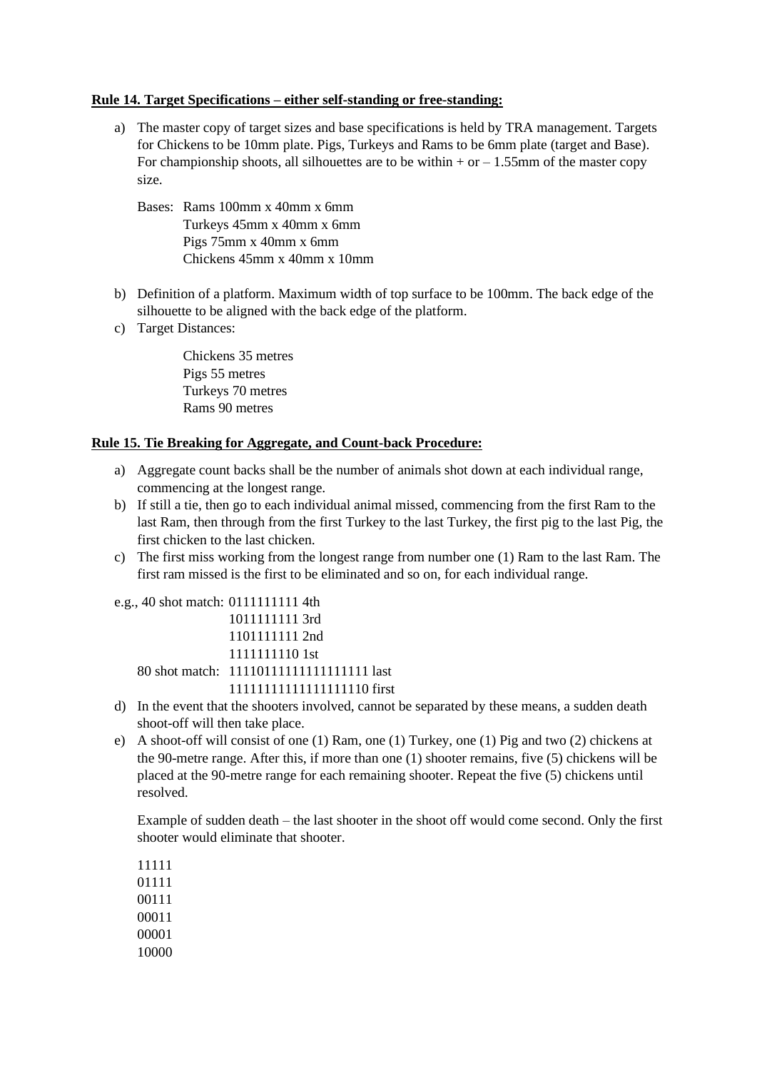**Rule 14. Target Specifications – either self-standing or free-standing:**

a) The master copy of target sizes and base specifications is held by TRA management. Targets for Chickens to be 10mm plate. Pigs, Turkeys and Rams to be 6mm plate (target and Base). For championship shoots, all silhouettes are to be within + or – 1.55mm of the master copy size.

   Bases: Rams 100mm x 40mm x 6mm
   Turkeys 45mm x 40mm x 6mm
   Pigs 75mm x 40mm x 6mm
   Chickens 45mm x 40mm x 10mm

b) Definition of a platform. Maximum width of top surface to be 100mm. The back edge of the silhouette to be aligned with the back edge of the platform.

c) Target Distances:

   Chickens 35 metres
   Pigs 55 metres
   Turkeys 70 metres
   Rams 90 metres

**Rule 15. Tie Breaking for Aggregate, and Count-back Procedure:**

a) Aggregate count backs shall be the number of animals shot down at each individual range, commencing at the longest range.

b) If still a tie, then go to each individual animal missed, commencing from the first Ram to the last Ram, then through from the first Turkey to the last Turkey, the first pig to the last Pig, the first chicken to the last chicken.

c) The first miss working from the longest range from number one (1) Ram to the last Ram. The first ram missed is the first to be eliminated and so on, for each individual range.

```
e.g., 40 shot match: 0111111111 4th
                     1011111111 3rd
                     1101111111 2nd
                     1111111110 1st
      80 shot match: 11110111111111111111 last
                     11111111111111111110 first
```

d) In the event that the shooters involved, cannot be separated by these means, a sudden death shoot-off will then take place.

e) A shoot-off will consist of one (1) Ram, one (1) Turkey, one (1) Pig and two (2) chickens at the 90-metre range. After this, if more than one (1) shooter remains, five (5) chickens will be placed at the 90-metre range for each remaining shooter. Repeat the five (5) chickens until resolved.

   Example of sudden death – the last shooter in the shoot off would come second. Only the first shooter would eliminate that shooter.

```
11111
01111
00111
00011
00001
10000
```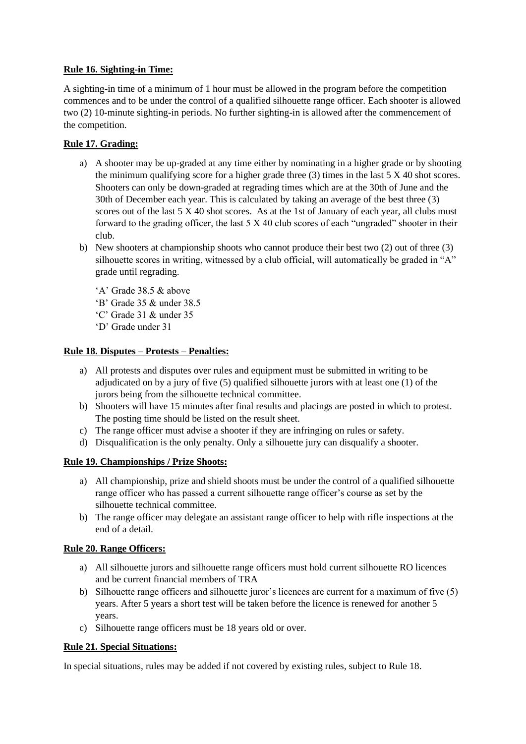**Rule 16. Sighting-in Time:**

A sighting-in time of a minimum of 1 hour must be allowed in the program before the competition commences and to be under the control of a qualified silhouette range officer. Each shooter is allowed two (2) 10-minute sighting-in periods. No further sighting-in is allowed after the commencement of the competition.

**Rule 17. Grading:**

a) A shooter may be up-graded at any time either by nominating in a higher grade or by shooting the minimum qualifying score for a higher grade three (3) times in the last 5 X 40 shot scores. Shooters can only be down-graded at regrading times which are at the 30th of June and the 30th of December each year. This is calculated by taking an average of the best three (3) scores out of the last 5 X 40 shot scores. As at the 1st of January of each year, all clubs must forward to the grading officer, the last 5 X 40 club scores of each "ungraded" shooter in their club.

b) New shooters at championship shoots who cannot produce their best two (2) out of three (3) silhouette scores in writing, witnessed by a club official, will automatically be graded in "A" grade until regrading.

'A' Grade 38.5 & above
'B' Grade 35 & under 38.5
'C' Grade 31 & under 35
'D' Grade under 31

**Rule 18. Disputes – Protests – Penalties:**

a) All protests and disputes over rules and equipment must be submitted in writing to be adjudicated on by a jury of five (5) qualified silhouette jurors with at least one (1) of the jurors being from the silhouette technical committee.

b) Shooters will have 15 minutes after final results and placings are posted in which to protest. The posting time should be listed on the result sheet.

c) The range officer must advise a shooter if they are infringing on rules or safety.

d) Disqualification is the only penalty. Only a silhouette jury can disqualify a shooter.

**Rule 19. Championships / Prize Shoots:**

a) All championship, prize and shield shoots must be under the control of a qualified silhouette range officer who has passed a current silhouette range officer's course as set by the silhouette technical committee.

b) The range officer may delegate an assistant range officer to help with rifle inspections at the end of a detail.

**Rule 20. Range Officers:**

a) All silhouette jurors and silhouette range officers must hold current silhouette RO licences and be current financial members of TRA

b) Silhouette range officers and silhouette juror's licences are current for a maximum of five (5) years. After 5 years a short test will be taken before the licence is renewed for another 5 years.

c) Silhouette range officers must be 18 years old or over.

**Rule 21. Special Situations:**

In special situations, rules may be added if not covered by existing rules, subject to Rule 18.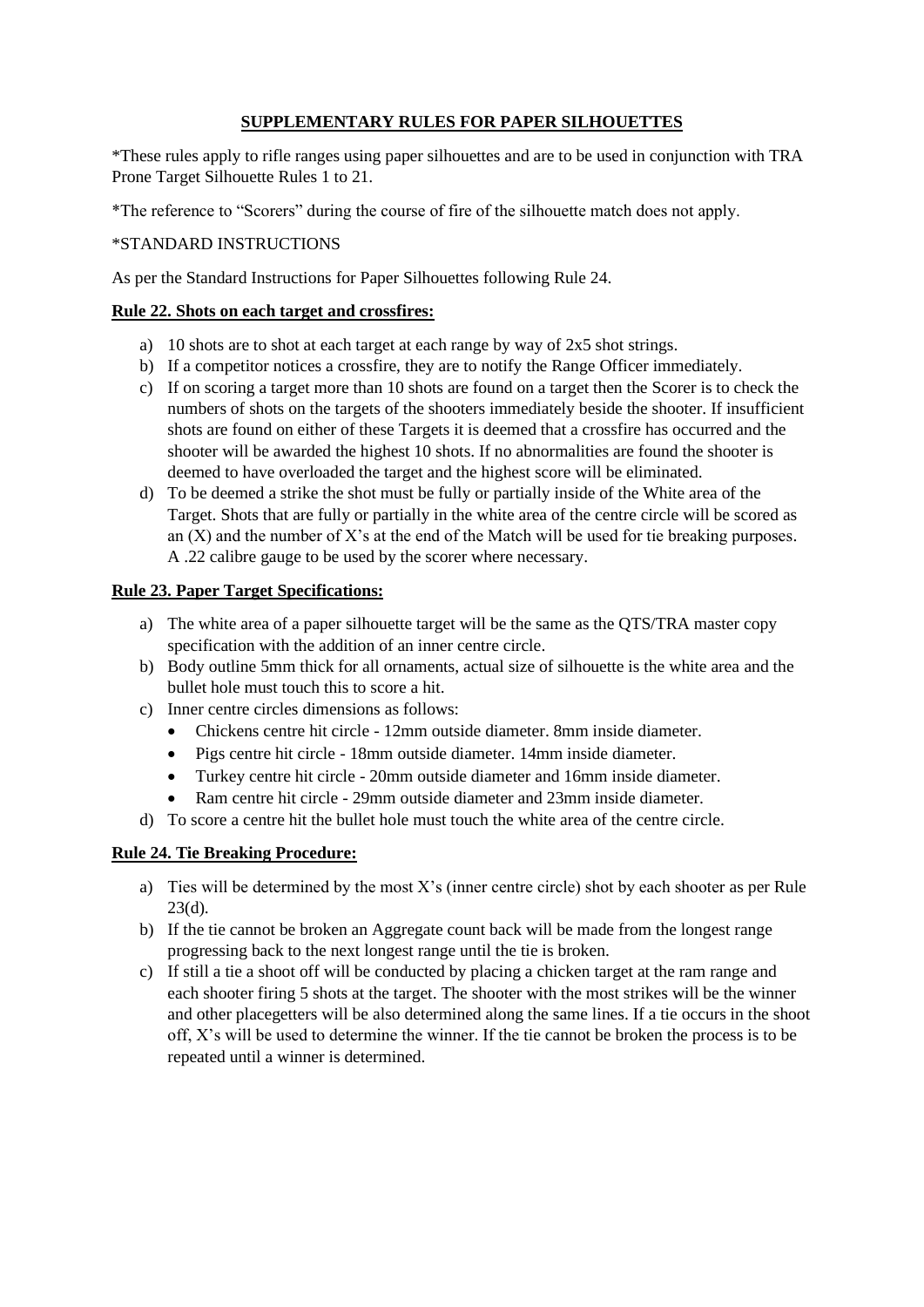## SUPPLEMENTARY RULES FOR PAPER SILHOUETTES

*These rules apply to rifle ranges using paper silhouettes and are to be used in conjunction with TRA Prone Target Silhouette Rules 1 to 21.

*The reference to "Scorers" during the course of fire of the silhouette match does not apply.

*STANDARD INSTRUCTIONS

As per the Standard Instructions for Paper Silhouettes following Rule 24.

### Rule 22. Shots on each target and crossfires:

a) 10 shots are to shot at each target at each range by way of 2x5 shot strings.
b) If a competitor notices a crossfire, they are to notify the Range Officer immediately.
c) If on scoring a target more than 10 shots are found on a target then the Scorer is to check the numbers of shots on the targets of the shooters immediately beside the shooter. If insufficient shots are found on either of these Targets it is deemed that a crossfire has occurred and the shooter will be awarded the highest 10 shots. If no abnormalities are found the shooter is deemed to have overloaded the target and the highest score will be eliminated.
d) To be deemed a strike the shot must be fully or partially inside of the White area of the Target. Shots that are fully or partially in the white area of the centre circle will be scored as an (X) and the number of X's at the end of the Match will be used for tie breaking purposes. A .22 calibre gauge to be used by the scorer where necessary.

### Rule 23. Paper Target Specifications:

a) The white area of a paper silhouette target will be the same as the QTS/TRA master copy specification with the addition of an inner centre circle.
b) Body outline 5mm thick for all ornaments, actual size of silhouette is the white area and the bullet hole must touch this to score a hit.
c) Inner centre circles dimensions as follows:
   - Chickens centre hit circle - 12mm outside diameter. 8mm inside diameter.
   - Pigs centre hit circle - 18mm outside diameter. 14mm inside diameter.
   - Turkey centre hit circle - 20mm outside diameter and 16mm inside diameter.
   - Ram centre hit circle - 29mm outside diameter and 23mm inside diameter.
d) To score a centre hit the bullet hole must touch the white area of the centre circle.

### Rule 24. Tie Breaking Procedure:

a) Ties will be determined by the most X's (inner centre circle) shot by each shooter as per Rule 23(d).
b) If the tie cannot be broken an Aggregate count back will be made from the longest range progressing back to the next longest range until the tie is broken.
c) If still a tie a shoot off will be conducted by placing a chicken target at the ram range and each shooter firing 5 shots at the target. The shooter with the most strikes will be the winner and other placegetters will be also determined along the same lines. If a tie occurs in the shoot off, X's will be used to determine the winner. If the tie cannot be broken the process is to be repeated until a winner is determined.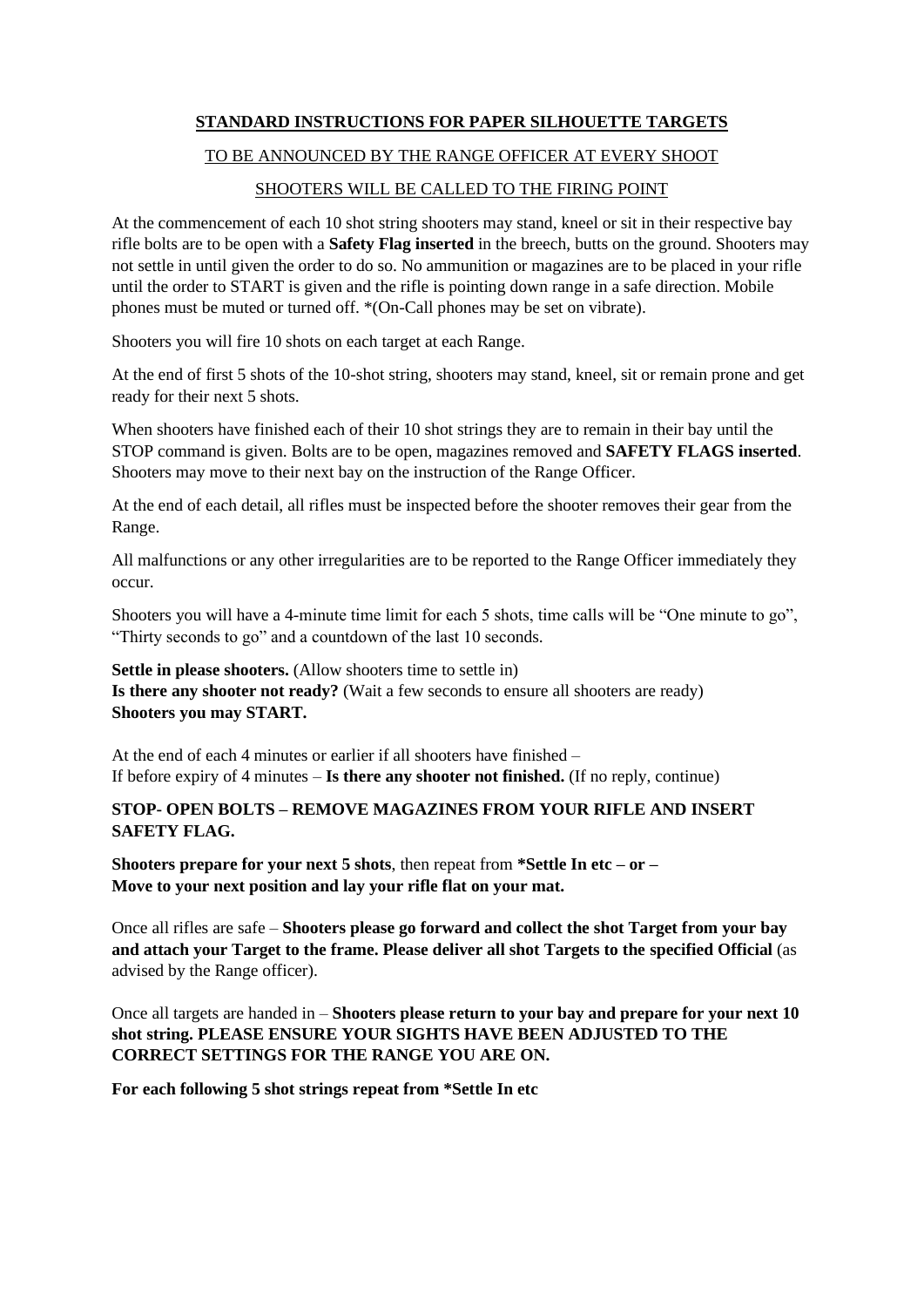## STANDARD INSTRUCTIONS FOR PAPER SILHOUETTE TARGETS

TO BE ANNOUNCED BY THE RANGE OFFICER AT EVERY SHOOT

SHOOTERS WILL BE CALLED TO THE FIRING POINT

At the commencement of each 10 shot string shooters may stand, kneel or sit in their respective bay rifle bolts are to be open with a **Safety Flag inserted** in the breech, butts on the ground. Shooters may not settle in until given the order to do so. No ammunition or magazines are to be placed in your rifle until the order to START is given and the rifle is pointing down range in a safe direction. Mobile phones must be muted or turned off. *(On-Call phones may be set on vibrate).

Shooters you will fire 10 shots on each target at each Range.

At the end of first 5 shots of the 10-shot string, shooters may stand, kneel, sit or remain prone and get ready for their next 5 shots.

When shooters have finished each of their 10 shot strings they are to remain in their bay until the STOP command is given. Bolts are to be open, magazines removed and **SAFETY FLAGS inserted**. Shooters may move to their next bay on the instruction of the Range Officer.

At the end of each detail, all rifles must be inspected before the shooter removes their gear from the Range.

All malfunctions or any other irregularities are to be reported to the Range Officer immediately they occur.

Shooters you will have a 4-minute time limit for each 5 shots, time calls will be "One minute to go", "Thirty seconds to go" and a countdown of the last 10 seconds.

**Settle in please shooters.** (Allow shooters time to settle in)
**Is there any shooter not ready?** (Wait a few seconds to ensure all shooters are ready)
**Shooters you may START.**

At the end of each 4 minutes or earlier if all shooters have finished –
If before expiry of 4 minutes – **Is there any shooter not finished.** (If no reply, continue)

**STOP- OPEN BOLTS – REMOVE MAGAZINES FROM YOUR RIFLE AND INSERT SAFETY FLAG.**

**Shooters prepare for your next 5 shots**, then repeat from ***Settle In etc – or – Move to your next position and lay your rifle flat on your mat.**

Once all rifles are safe – **Shooters please go forward and collect the shot Target from your bay and attach your Target to the frame. Please deliver all shot Targets to the specified Official** (as advised by the Range officer).

Once all targets are handed in – **Shooters please return to your bay and prepare for your next 10 shot string. PLEASE ENSURE YOUR SIGHTS HAVE BEEN ADJUSTED TO THE CORRECT SETTINGS FOR THE RANGE YOU ARE ON.**

**For each following 5 shot strings repeat from *Settle In etc**